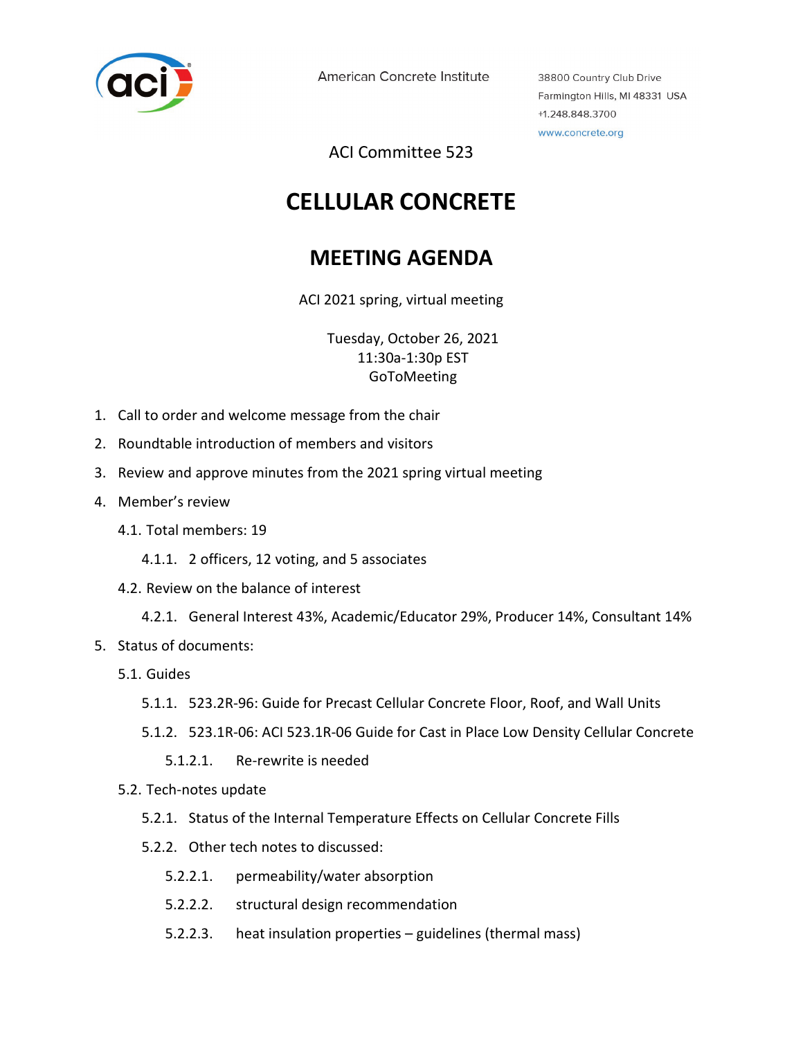American Concrete Institute

38800 Country Club Drive
Farmington Hills, MI 48331 USA
+1.248.848.3700
www.concrete.org

ACI Committee 523

# CELLULAR CONCRETE

# MEETING AGENDA

ACI 2021 spring, virtual meeting

Tuesday, October 26, 2021
11:30a-1:30p EST
GoToMeeting

1. Call to order and welcome message from the chair
2. Roundtable introduction of members and visitors
3. Review and approve minutes from the 2021 spring virtual meeting
4. Member's review
   - 4.1. Total members: 19
     - 4.1.1. 2 officers, 12 voting, and 5 associates
   - 4.2. Review on the balance of interest
     - 4.2.1. General Interest 43%, Academic/Educator 29%, Producer 14%, Consultant 14%
5. Status of documents:
   - 5.1. Guides
     - 5.1.1. 523.2R-96: Guide for Precast Cellular Concrete Floor, Roof, and Wall Units
     - 5.1.2. 523.1R-06: ACI 523.1R-06 Guide for Cast in Place Low Density Cellular Concrete
       - 5.1.2.1. Re-rewrite is needed
   - 5.2. Tech-notes update
     - 5.2.1. Status of the Internal Temperature Effects on Cellular Concrete Fills
     - 5.2.2. Other tech notes to discussed:
       - 5.2.2.1. permeability/water absorption
       - 5.2.2.2. structural design recommendation
       - 5.2.2.3. heat insulation properties – guidelines (thermal mass)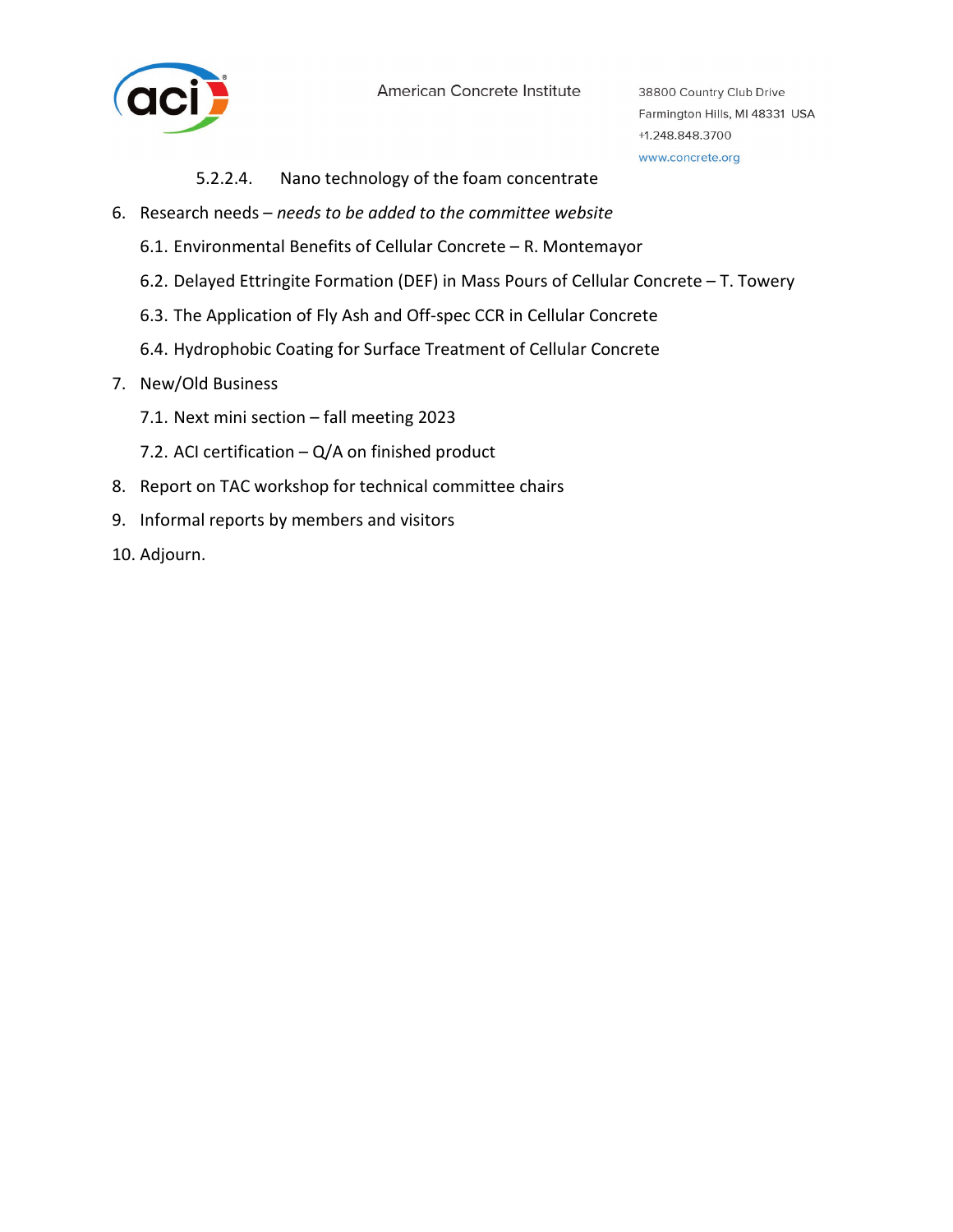5.2.2.4. Nano technology of the foam concentrate

6. Research needs – *needs to be added to the committee website*
    6.1. Environmental Benefits of Cellular Concrete – R. Montemayor
    6.2. Delayed Ettringite Formation (DEF) in Mass Pours of Cellular Concrete – T. Towery
    6.3. The Application of Fly Ash and Off-spec CCR in Cellular Concrete
    6.4. Hydrophobic Coating for Surface Treatment of Cellular Concrete
7. New/Old Business
    7.1. Next mini section – fall meeting 2023
    7.2. ACI certification – Q/A on finished product
8. Report on TAC workshop for technical committee chairs
9. Informal reports by members and visitors
10. Adjourn.